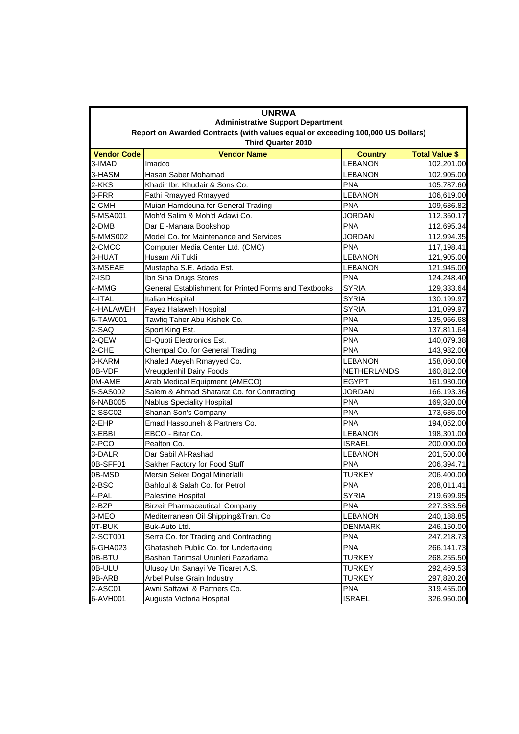# UNRWA

## Administrative Support Department

### Report on Awarded Contracts (with values equal or exceeding 100,000 US Dollars)

### Third Quarter 2010

| Vendor Code | Vendor Name | Country | Total Value $ |
|---|---|---|---|
| 3-IMAD | Imadco | LEBANON | 102,201.00 |
| 3-HASM | Hasan Saber Mohamad | LEBANON | 102,905.00 |
| 2-KKS | Khadir Ibr. Khudair & Sons Co. | PNA | 105,787.60 |
| 3-FRR | Fathi Rmayyed Rmayyed | LEBANON | 106,619.00 |
| 2-CMH | Muian Hamdouna for General Trading | PNA | 109,636.82 |
| 5-MSA001 | Moh'd Salim & Moh'd Adawi Co. | JORDAN | 112,360.17 |
| 2-DMB | Dar El-Manara Bookshop | PNA | 112,695.34 |
| 5-MMS002 | Model Co. for Maintenance and Services | JORDAN | 112,994.35 |
| 2-CMCC | Computer Media Center Ltd. (CMC) | PNA | 117,198.41 |
| 3-HUAT | Husam Ali Tukli | LEBANON | 121,905.00 |
| 3-MSEAE | Mustapha S.E. Adada Est. | LEBANON | 121,945.00 |
| 2-ISD | Ibn Sina Drugs Stores | PNA | 124,248.40 |
| 4-MMG | General Establishment for Printed Forms and Textbooks | SYRIA | 129,333.64 |
| 4-ITAL | Italian Hospital | SYRIA | 130,199.97 |
| 4-HALAWEH | Fayez Halaweh Hospital | SYRIA | 131,099.97 |
| 6-TAW001 | Tawfiq Taher Abu Kishek Co. | PNA | 135,966.68 |
| 2-SAQ | Sport King Est. | PNA | 137,811.64 |
| 2-QEW | El-Qubti Electronics Est. | PNA | 140,079.38 |
| 2-CHE | Chempal Co. for General Trading | PNA | 143,982.00 |
| 3-KARM | Khaled Ateyeh Rmayyed Co. | LEBANON | 158,060.00 |
| 0B-VDF | Vreugdenhil Dairy Foods | NETHERLANDS | 160,812.00 |
| 0M-AME | Arab Medical Equipment (AMECO) | EGYPT | 161,930.00 |
| 5-SAS002 | Salem & Ahmad Shatarat Co. for Contracting | JORDAN | 166,193.36 |
| 6-NAB005 | Nablus Speciality Hospital | PNA | 169,320.00 |
| 2-SSC02 | Shanan Son's Company | PNA | 173,635.00 |
| 2-EHP | Emad Hassouneh & Partners Co. | PNA | 194,052.00 |
| 3-EBBI | EBCO - Bitar Co. | LEBANON | 198,301.00 |
| 2-PCO | Pealton Co. | ISRAEL | 200,000.00 |
| 3-DALR | Dar Sabil Al-Rashad | LEBANON | 201,500.00 |
| 0B-SFF01 | Sakher Factory for Food Stuff | PNA | 206,394.71 |
| 0B-MSD | Mersin Seker Dogal Minerlalli | TURKEY | 206,400.00 |
| 2-BSC | Bahloul & Salah Co. for Petrol | PNA | 208,011.41 |
| 4-PAL | Palestine Hospital | SYRIA | 219,699.95 |
| 2-BZP | Birzeit Pharmaceutical Company | PNA | 227,333.56 |
| 3-MEO | Mediterranean Oil Shipping&Tran. Co | LEBANON | 240,188.85 |
| 0T-BUK | Buk-Auto Ltd. | DENMARK | 246,150.00 |
| 2-SCT001 | Serra Co. for Trading and Contracting | PNA | 247,218.73 |
| 6-GHA023 | Ghatasheh Public Co. for Undertaking | PNA | 266,141.73 |
| 0B-BTU | Bashan Tarimsal Urunleri Pazarlama | TURKEY | 268,255.50 |
| 0B-ULU | Ulusoy Un Sanayi Ve Ticaret A.S. | TURKEY | 292,469.53 |
| 9B-ARB | Arbel Pulse Grain Industry | TURKEY | 297,820.20 |
| 2-ASC01 | Awni Saftawi & Partners Co. | PNA | 319,455.00 |
| 6-AVH001 | Augusta Victoria Hospital | ISRAEL | 326,960.00 |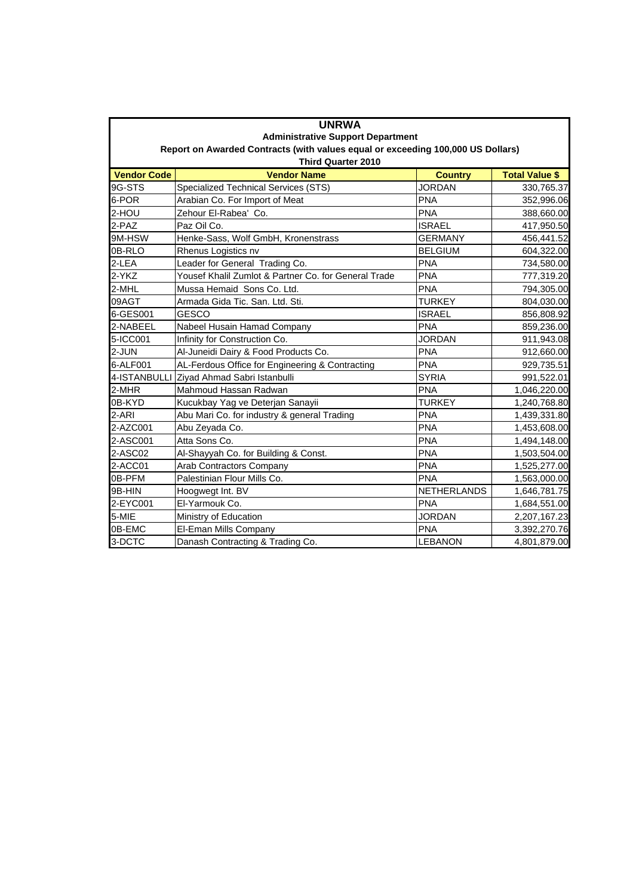# UNRWA

## Administrative Support Department

### Report on Awarded Contracts (with values equal or exceeding 100,000 US Dollars)

### Third Quarter 2010

| Vendor Code | Vendor Name | Country | Total Value $ |
|---|---|---|---|
| 9G-STS | Specialized Technical Services (STS) | JORDAN | 330,765.37 |
| 6-POR | Arabian Co. For Import of Meat | PNA | 352,996.06 |
| 2-HOU | Zehour El-Rabea' Co. | PNA | 388,660.00 |
| 2-PAZ | Paz Oil Co. | ISRAEL | 417,950.50 |
| 9M-HSW | Henke-Sass, Wolf GmbH, Kronenstrass | GERMANY | 456,441.52 |
| 0B-RLO | Rhenus Logistics nv | BELGIUM | 604,322.00 |
| 2-LEA | Leader for General Trading Co. | PNA | 734,580.00 |
| 2-YKZ | Yousef Khalil Zumlot & Partner Co. for General Trade | PNA | 777,319.20 |
| 2-MHL | Mussa Hemaid Sons Co. Ltd. | PNA | 794,305.00 |
| 09AGT | Armada Gida Tic. San. Ltd. Sti. | TURKEY | 804,030.00 |
| 6-GES001 | GESCO | ISRAEL | 856,808.92 |
| 2-NABEEL | Nabeel Husain Hamad Company | PNA | 859,236.00 |
| 5-ICC001 | Infinity for Construction Co. | JORDAN | 911,943.08 |
| 2-JUN | Al-Juneidi Dairy & Food Products Co. | PNA | 912,660.00 |
| 6-ALF001 | AL-Ferdous Office for Engineering & Contracting | PNA | 929,735.51 |
| 4-ISTANBULLI | Ziyad Ahmad Sabri Istanbulli | SYRIA | 991,522.01 |
| 2-MHR | Mahmoud Hassan Radwan | PNA | 1,046,220.00 |
| 0B-KYD | Kucukbay Yag ve Deterjan Sanayii | TURKEY | 1,240,768.80 |
| 2-ARI | Abu Mari Co. for industry & general Trading | PNA | 1,439,331.80 |
| 2-AZC001 | Abu Zeyada Co. | PNA | 1,453,608.00 |
| 2-ASC001 | Atta Sons Co. | PNA | 1,494,148.00 |
| 2-ASC02 | Al-Shayyah Co. for Building & Const. | PNA | 1,503,504.00 |
| 2-ACC01 | Arab Contractors Company | PNA | 1,525,277.00 |
| 0B-PFM | Palestinian Flour Mills Co. | PNA | 1,563,000.00 |
| 9B-HIN | Hoogwegt Int. BV | NETHERLANDS | 1,646,781.75 |
| 2-EYC001 | El-Yarmouk Co. | PNA | 1,684,551.00 |
| 5-MIE | Ministry of Education | JORDAN | 2,207,167.23 |
| 0B-EMC | El-Eman Mills Company | PNA | 3,392,270.76 |
| 3-DCTC | Danash Contracting & Trading Co. | LEBANON | 4,801,879.00 |